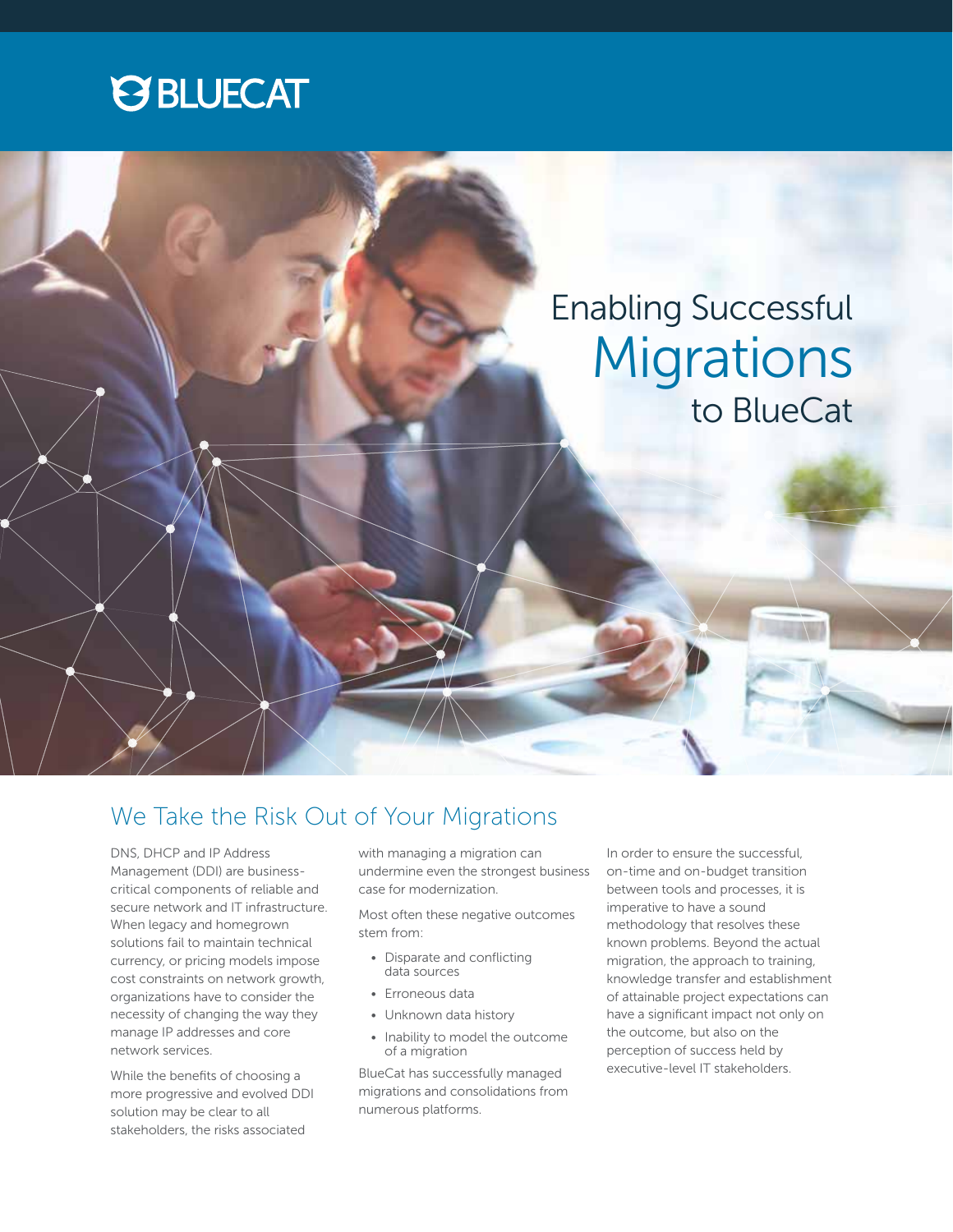BLUECAT

# Enabling Successful Migrations to BlueCat

## We Take the Risk Out of Your Migrations

DNS, DHCP and IP Address Management (DDI) are business-critical components of reliable and secure network and IT infrastructure. When legacy and homegrown solutions fail to maintain technical currency, or pricing models impose cost constraints on network growth, organizations have to consider the necessity of changing the way they manage IP addresses and core network services.

While the benefits of choosing a more progressive and evolved DDI solution may be clear to all stakeholders, the risks associated with managing a migration can undermine even the strongest business case for modernization.

Most often these negative outcomes stem from:

- Disparate and conflicting data sources
- Erroneous data
- Unknown data history
- Inability to model the outcome of a migration

BlueCat has successfully managed migrations and consolidations from numerous platforms.

In order to ensure the successful, on-time and on-budget transition between tools and processes, it is imperative to have a sound methodology that resolves these known problems. Beyond the actual migration, the approach to training, knowledge transfer and establishment of attainable project expectations can have a significant impact not only on the outcome, but also on the perception of success held by executive-level IT stakeholders.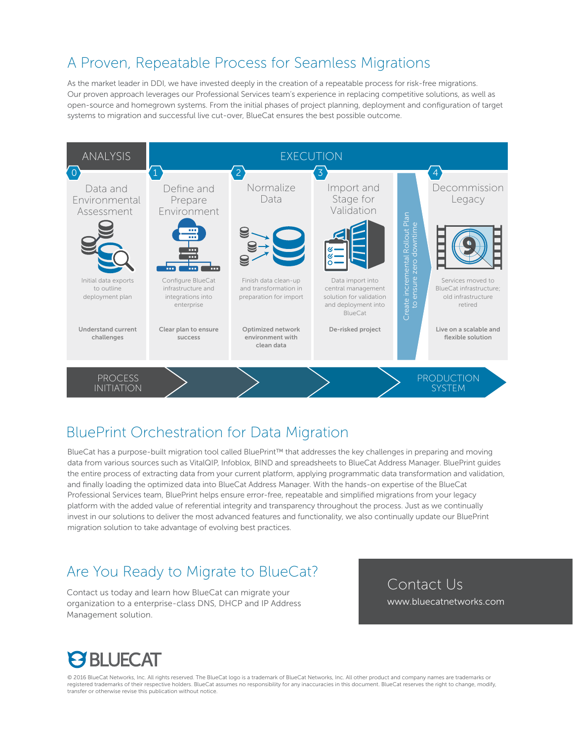# A Proven, Repeatable Process for Seamless Migrations

As the market leader in DDI, we have invested deeply in the creation of a repeatable process for risk-free migrations. Our proven approach leverages our Professional Services team's experience in replacing competitive solutions, as well as open-source and homegrown systems. From the initial phases of project planning, deployment and configuration of target systems to migration and successful live cut-over, BlueCat ensures the best possible outcome.

ANALYSIS

EXECUTION

0 Data and Environmental Assessment

Initial data exports to outline deployment plan

**Understand current challenges**

1 Define and Prepare Environment

Configure BlueCat infrastructure and integrations into enterprise

**Clear plan to ensure success**

2 Normalize Data

Finish data clean-up and transformation in preparation for import

**Optimized network environment with clean data**

3 Import and Stage for Validation

Data import into central management solution for validation and deployment into BlueCat

**De-risked project**

Create incremental Rollout Plan to ensure zero downtime

4 Decommission Legacy

Services moved to BlueCat infrastructure; old infrastructure retired

**Live on a scalable and flexible solution**

PROCESS INITIATION

PRODUCTION SYSTEM

## BluePrint Orchestration for Data Migration

BlueCat has a purpose-built migration tool called BluePrint™ that addresses the key challenges in preparing and moving data from various sources such as VitalQIP, Infoblox, BIND and spreadsheets to BlueCat Address Manager. BluePrint guides the entire process of extracting data from your current platform, applying programmatic data transformation and validation, and finally loading the optimized data into BlueCat Address Manager. With the hands-on expertise of the BlueCat Professional Services team, BluePrint helps ensure error-free, repeatable and simplified migrations from your legacy platform with the added value of referential integrity and transparency throughout the process. Just as we continually invest in our solutions to deliver the most advanced features and functionality, we also continually update our BluePrint migration solution to take advantage of evolving best practices.

## Are You Ready to Migrate to BlueCat?

Contact us today and learn how BlueCat can migrate your organization to a enterprise-class DNS, DHCP and IP Address Management solution.

## Contact Us

www.bluecatnetworks.com

BLUECAT

© 2016 BlueCat Networks, Inc. All rights reserved. The BlueCat logo is a trademark of BlueCat Networks, Inc. All other product and company names are trademarks or registered trademarks of their respective holders. BlueCat assumes no responsibility for any inaccuracies in this document. BlueCat reserves the right to change, modify, transfer or otherwise revise this publication without notice.